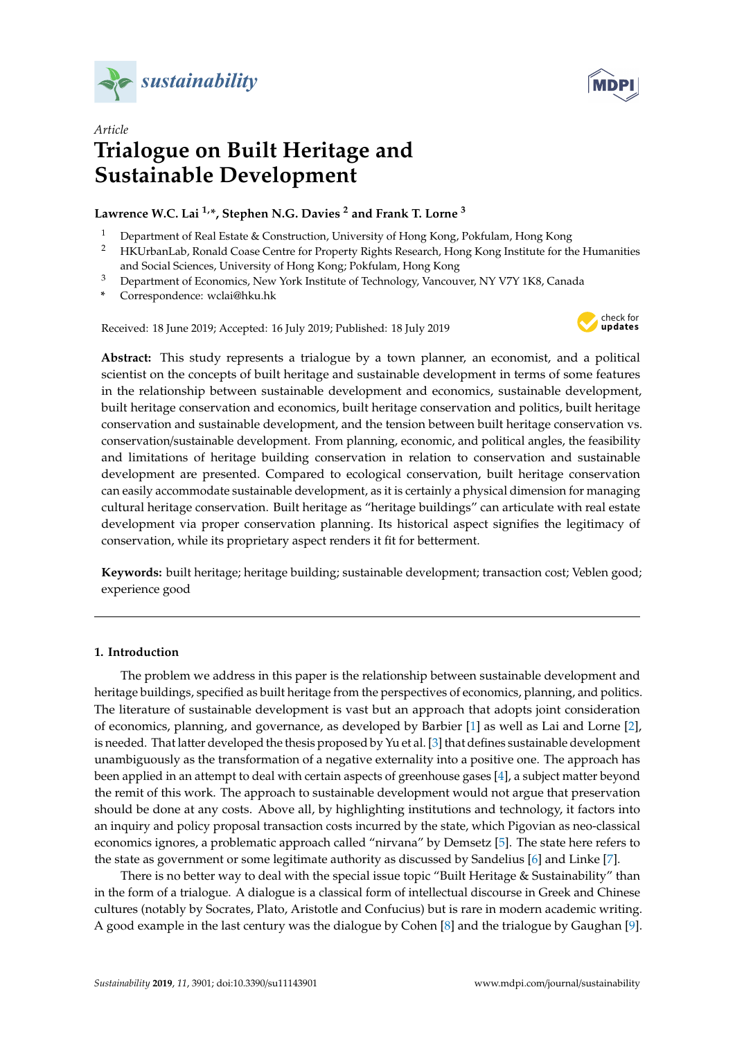*Article*

# Trialogue on Built Heritage and Sustainable Development

**Lawrence W.C. Lai [1,*], Stephen N.G. Davies [2] and Frank T. Lorne [3]**

[1] Department of Real Estate & Construction, University of Hong Kong, Pokfulam, Hong Kong
[2] HKUrbanLab, Ronald Coase Centre for Property Rights Research, Hong Kong Institute for the Humanities and Social Sciences, University of Hong Kong; Pokfulam, Hong Kong
[3] Department of Economics, New York Institute of Technology, Vancouver, NY V7Y 1K8, Canada
\* Correspondence: wclai@hku.hk

Received: 18 June 2019; Accepted: 16 July 2019; Published: 18 July 2019

**Abstract:** This study represents a trialogue by a town planner, an economist, and a political scientist on the concepts of built heritage and sustainable development in terms of some features in the relationship between sustainable development and economics, sustainable development, built heritage conservation and economics, built heritage conservation and politics, built heritage conservation and sustainable development, and the tension between built heritage conservation vs. conservation/sustainable development. From planning, economic, and political angles, the feasibility and limitations of heritage building conservation in relation to conservation and sustainable development are presented. Compared to ecological conservation, built heritage conservation can easily accommodate sustainable development, as it is certainly a physical dimension for managing cultural heritage conservation. Built heritage as "heritage buildings" can articulate with real estate development via proper conservation planning. Its historical aspect signifies the legitimacy of conservation, while its proprietary aspect renders it fit for betterment.

**Keywords:** built heritage; heritage building; sustainable development; transaction cost; Veblen good; experience good

---

## 1. Introduction

The problem we address in this paper is the relationship between sustainable development and heritage buildings, specified as built heritage from the perspectives of economics, planning, and politics. The literature of sustainable development is vast but an approach that adopts joint consideration of economics, planning, and governance, as developed by Barbier [1] as well as Lai and Lorne [2], is needed. That latter developed the thesis proposed by Yu et al. [3] that defines sustainable development unambiguously as the transformation of a negative externality into a positive one. The approach has been applied in an attempt to deal with certain aspects of greenhouse gases [4], a subject matter beyond the remit of this work. The approach to sustainable development would not argue that preservation should be done at any costs. Above all, by highlighting institutions and technology, it factors into an inquiry and policy proposal transaction costs incurred by the state, which Pigovian as neo-classical economics ignores, a problematic approach called "nirvana" by Demsetz [5]. The state here refers to the state as government or some legitimate authority as discussed by Sandelius [6] and Linke [7].

There is no better way to deal with the special issue topic "Built Heritage & Sustainability" than in the form of a trialogue. A dialogue is a classical form of intellectual discourse in Greek and Chinese cultures (notably by Socrates, Plato, Aristotle and Confucius) but is rare in modern academic writing. A good example in the last century was the dialogue by Cohen [8] and the trialogue by Gaughan [9].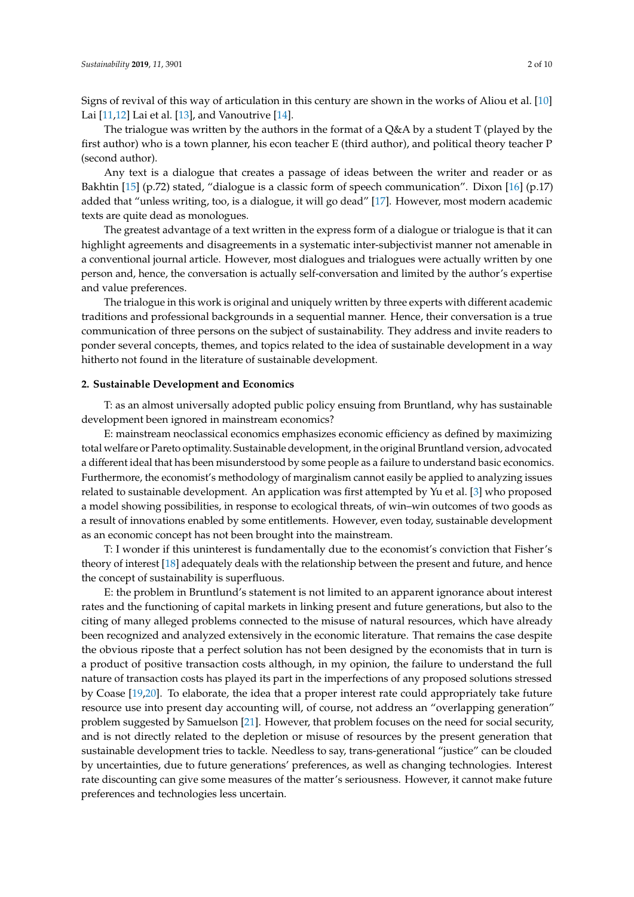Signs of revival of this way of articulation in this century are shown in the works of Aliou et al. [10] Lai [11,12] Lai et al. [13], and Vanoutrive [14].

The trialogue was written by the authors in the format of a Q&A by a student T (played by the first author) who is a town planner, his econ teacher E (third author), and political theory teacher P (second author).

Any text is a dialogue that creates a passage of ideas between the writer and reader or as Bakhtin [15] (p.72) stated, "dialogue is a classic form of speech communication". Dixon [16] (p.17) added that "unless writing, too, is a dialogue, it will go dead" [17]. However, most modern academic texts are quite dead as monologues.

The greatest advantage of a text written in the express form of a dialogue or trialogue is that it can highlight agreements and disagreements in a systematic inter-subjectivist manner not amenable in a conventional journal article. However, most dialogues and trialogues were actually written by one person and, hence, the conversation is actually self-conversation and limited by the author's expertise and value preferences.

The trialogue in this work is original and uniquely written by three experts with different academic traditions and professional backgrounds in a sequential manner. Hence, their conversation is a true communication of three persons on the subject of sustainability. They address and invite readers to ponder several concepts, themes, and topics related to the idea of sustainable development in a way hitherto not found in the literature of sustainable development.

## 2. Sustainable Development and Economics

T: as an almost universally adopted public policy ensuing from Bruntland, why has sustainable development been ignored in mainstream economics?

E: mainstream neoclassical economics emphasizes economic efficiency as defined by maximizing total welfare or Pareto optimality. Sustainable development, in the original Bruntland version, advocated a different ideal that has been misunderstood by some people as a failure to understand basic economics. Furthermore, the economist's methodology of marginalism cannot easily be applied to analyzing issues related to sustainable development. An application was first attempted by Yu et al. [3] who proposed a model showing possibilities, in response to ecological threats, of win–win outcomes of two goods as a result of innovations enabled by some entitlements. However, even today, sustainable development as an economic concept has not been brought into the mainstream.

T: I wonder if this uninterest is fundamentally due to the economist's conviction that Fisher's theory of interest [18] adequately deals with the relationship between the present and future, and hence the concept of sustainability is superfluous.

E: the problem in Bruntlund's statement is not limited to an apparent ignorance about interest rates and the functioning of capital markets in linking present and future generations, but also to the citing of many alleged problems connected to the misuse of natural resources, which have already been recognized and analyzed extensively in the economic literature. That remains the case despite the obvious riposte that a perfect solution has not been designed by the economists that in turn is a product of positive transaction costs although, in my opinion, the failure to understand the full nature of transaction costs has played its part in the imperfections of any proposed solutions stressed by Coase [19,20]. To elaborate, the idea that a proper interest rate could appropriately take future resource use into present day accounting will, of course, not address an "overlapping generation" problem suggested by Samuelson [21]. However, that problem focuses on the need for social security, and is not directly related to the depletion or misuse of resources by the present generation that sustainable development tries to tackle. Needless to say, trans-generational "justice" can be clouded by uncertainties, due to future generations' preferences, as well as changing technologies. Interest rate discounting can give some measures of the matter's seriousness. However, it cannot make future preferences and technologies less uncertain.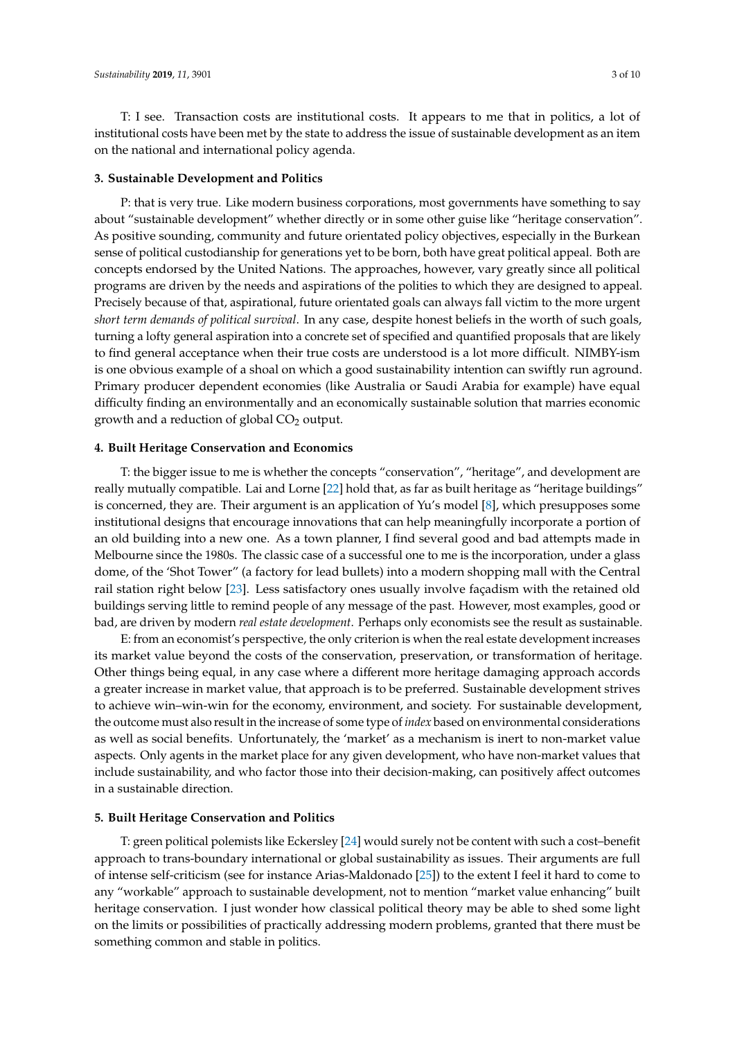T: I see. Transaction costs are institutional costs. It appears to me that in politics, a lot of institutional costs have been met by the state to address the issue of sustainable development as an item on the national and international policy agenda.

## 3. Sustainable Development and Politics

P: that is very true. Like modern business corporations, most governments have something to say about "sustainable development" whether directly or in some other guise like "heritage conservation". As positive sounding, community and future orientated policy objectives, especially in the Burkean sense of political custodianship for generations yet to be born, both have great political appeal. Both are concepts endorsed by the United Nations. The approaches, however, vary greatly since all political programs are driven by the needs and aspirations of the polities to which they are designed to appeal. Precisely because of that, aspirational, future orientated goals can always fall victim to the more urgent *short term demands of political survival*. In any case, despite honest beliefs in the worth of such goals, turning a lofty general aspiration into a concrete set of specified and quantified proposals that are likely to find general acceptance when their true costs are understood is a lot more difficult. NIMBY-ism is one obvious example of a shoal on which a good sustainability intention can swiftly run aground. Primary producer dependent economies (like Australia or Saudi Arabia for example) have equal difficulty finding an environmentally and an economically sustainable solution that marries economic growth and a reduction of global $CO_2$ output.

## 4. Built Heritage Conservation and Economics

T: the bigger issue to me is whether the concepts "conservation", "heritage", and development are really mutually compatible. Lai and Lorne [22] hold that, as far as built heritage as "heritage buildings" is concerned, they are. Their argument is an application of Yu's model [8], which presupposes some institutional designs that encourage innovations that can help meaningfully incorporate a portion of an old building into a new one. As a town planner, I find several good and bad attempts made in Melbourne since the 1980s. The classic case of a successful one to me is the incorporation, under a glass dome, of the 'Shot Tower" (a factory for lead bullets) into a modern shopping mall with the Central rail station right below [23]. Less satisfactory ones usually involve façadism with the retained old buildings serving little to remind people of any message of the past. However, most examples, good or bad, are driven by modern *real estate development*. Perhaps only economists see the result as sustainable.

E: from an economist's perspective, the only criterion is when the real estate development increases its market value beyond the costs of the conservation, preservation, or transformation of heritage. Other things being equal, in any case where a different more heritage damaging approach accords a greater increase in market value, that approach is to be preferred. Sustainable development strives to achieve win–win-win for the economy, environment, and society. For sustainable development, the outcome must also result in the increase of some type of *index* based on environmental considerations as well as social benefits. Unfortunately, the 'market' as a mechanism is inert to non-market value aspects. Only agents in the market place for any given development, who have non-market values that include sustainability, and who factor those into their decision-making, can positively affect outcomes in a sustainable direction.

## 5. Built Heritage Conservation and Politics

T: green political polemists like Eckersley [24] would surely not be content with such a cost–benefit approach to trans-boundary international or global sustainability as issues. Their arguments are full of intense self-criticism (see for instance Arias-Maldonado [25]) to the extent I feel it hard to come to any "workable" approach to sustainable development, not to mention "market value enhancing" built heritage conservation. I just wonder how classical political theory may be able to shed some light on the limits or possibilities of practically addressing modern problems, granted that there must be something common and stable in politics.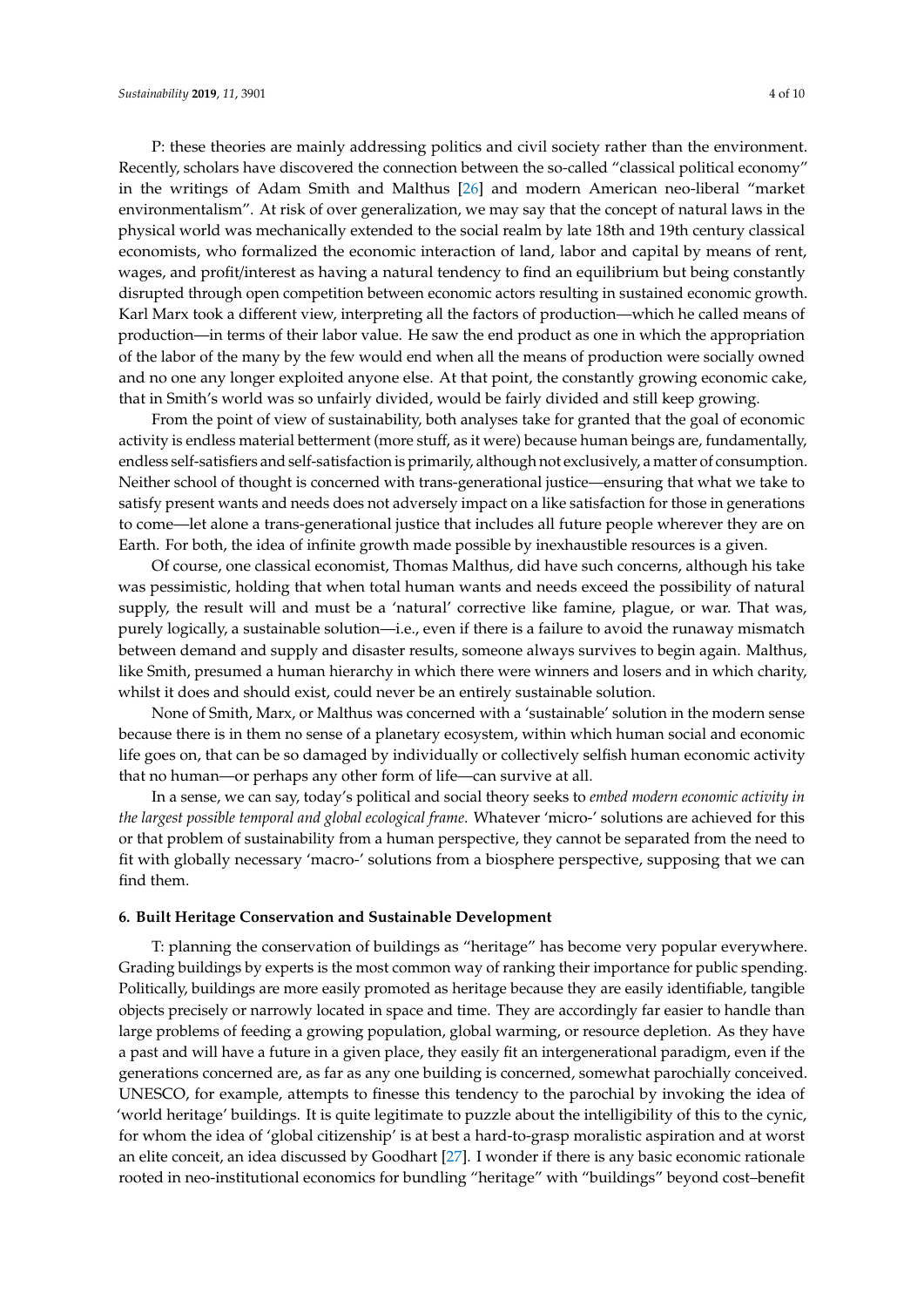P: these theories are mainly addressing politics and civil society rather than the environment. Recently, scholars have discovered the connection between the so-called "classical political economy" in the writings of Adam Smith and Malthus [26] and modern American neo-liberal "market environmentalism". At risk of over generalization, we may say that the concept of natural laws in the physical world was mechanically extended to the social realm by late 18th and 19th century classical economists, who formalized the economic interaction of land, labor and capital by means of rent, wages, and profit/interest as having a natural tendency to find an equilibrium but being constantly disrupted through open competition between economic actors resulting in sustained economic growth. Karl Marx took a different view, interpreting all the factors of production—which he called means of production—in terms of their labor value. He saw the end product as one in which the appropriation of the labor of the many by the few would end when all the means of production were socially owned and no one any longer exploited anyone else. At that point, the constantly growing economic cake, that in Smith's world was so unfairly divided, would be fairly divided and still keep growing.

From the point of view of sustainability, both analyses take for granted that the goal of economic activity is endless material betterment (more stuff, as it were) because human beings are, fundamentally, endless self-satisfiers and self-satisfaction is primarily, although not exclusively, a matter of consumption. Neither school of thought is concerned with trans-generational justice—ensuring that what we take to satisfy present wants and needs does not adversely impact on a like satisfaction for those in generations to come—let alone a trans-generational justice that includes all future people wherever they are on Earth. For both, the idea of infinite growth made possible by inexhaustible resources is a given.

Of course, one classical economist, Thomas Malthus, did have such concerns, although his take was pessimistic, holding that when total human wants and needs exceed the possibility of natural supply, the result will and must be a 'natural' corrective like famine, plague, or war. That was, purely logically, a sustainable solution—i.e., even if there is a failure to avoid the runaway mismatch between demand and supply and disaster results, someone always survives to begin again. Malthus, like Smith, presumed a human hierarchy in which there were winners and losers and in which charity, whilst it does and should exist, could never be an entirely sustainable solution.

None of Smith, Marx, or Malthus was concerned with a 'sustainable' solution in the modern sense because there is in them no sense of a planetary ecosystem, within which human social and economic life goes on, that can be so damaged by individually or collectively selfish human economic activity that no human—or perhaps any other form of life—can survive at all.

In a sense, we can say, today's political and social theory seeks to *embed modern economic activity in the largest possible temporal and global ecological frame*. Whatever 'micro-' solutions are achieved for this or that problem of sustainability from a human perspective, they cannot be separated from the need to fit with globally necessary 'macro-' solutions from a biosphere perspective, supposing that we can find them.

## 6. Built Heritage Conservation and Sustainable Development

T: planning the conservation of buildings as "heritage" has become very popular everywhere. Grading buildings by experts is the most common way of ranking their importance for public spending. Politically, buildings are more easily promoted as heritage because they are easily identifiable, tangible objects precisely or narrowly located in space and time. They are accordingly far easier to handle than large problems of feeding a growing population, global warming, or resource depletion. As they have a past and will have a future in a given place, they easily fit an intergenerational paradigm, even if the generations concerned are, as far as any one building is concerned, somewhat parochially conceived. UNESCO, for example, attempts to finesse this tendency to the parochial by invoking the idea of 'world heritage' buildings. It is quite legitimate to puzzle about the intelligibility of this to the cynic, for whom the idea of 'global citizenship' is at best a hard-to-grasp moralistic aspiration and at worst an elite conceit, an idea discussed by Goodhart [27]. I wonder if there is any basic economic rationale rooted in neo-institutional economics for bundling "heritage" with "buildings" beyond cost–benefit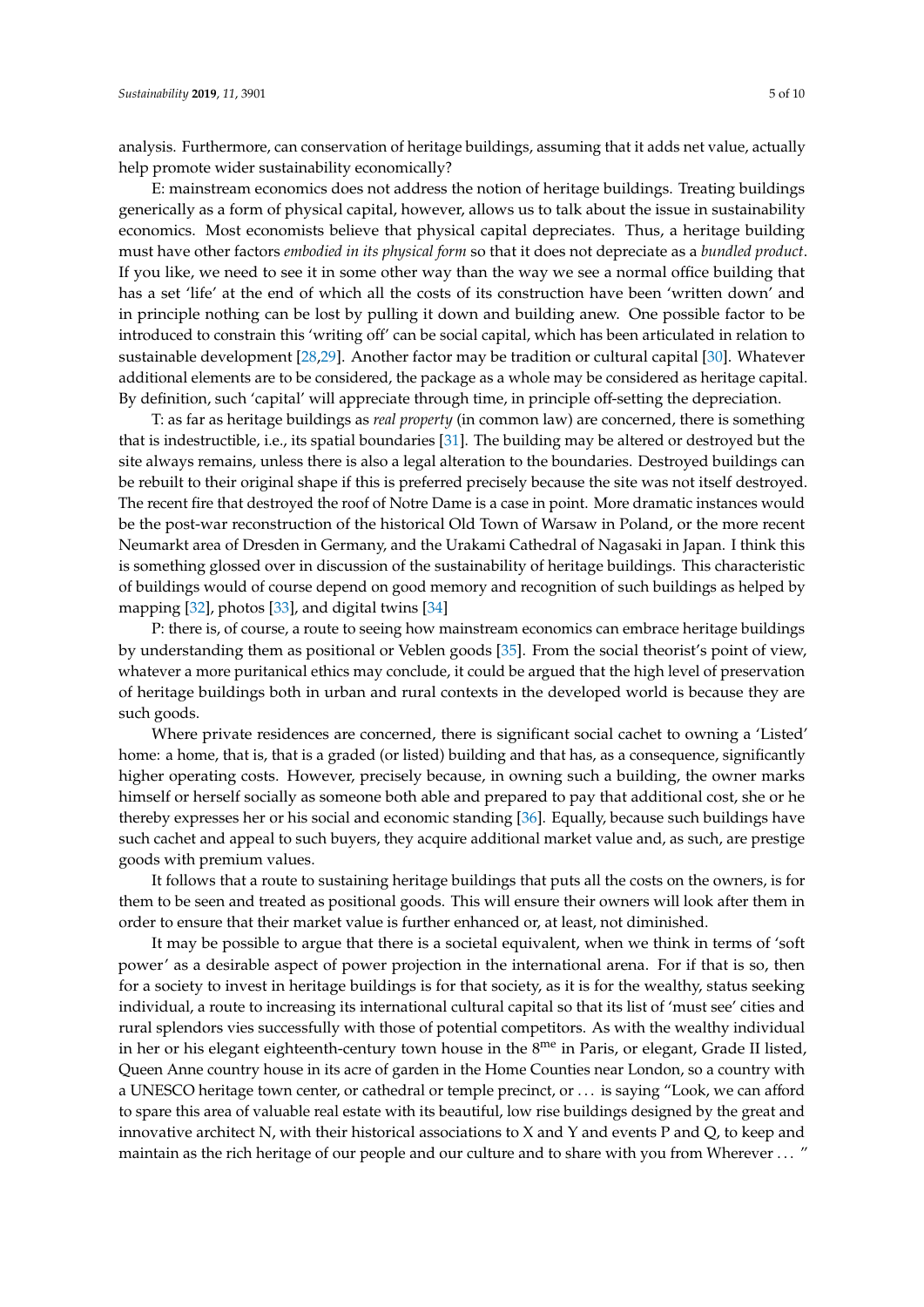analysis. Furthermore, can conservation of heritage buildings, assuming that it adds net value, actually help promote wider sustainability economically?

E: mainstream economics does not address the notion of heritage buildings. Treating buildings generically as a form of physical capital, however, allows us to talk about the issue in sustainability economics. Most economists believe that physical capital depreciates. Thus, a heritage building must have other factors *embodied in its physical form* so that it does not depreciate as a *bundled product*. If you like, we need to see it in some other way than the way we see a normal office building that has a set 'life' at the end of which all the costs of its construction have been 'written down' and in principle nothing can be lost by pulling it down and building anew. One possible factor to be introduced to constrain this 'writing off' can be social capital, which has been articulated in relation to sustainable development [28,29]. Another factor may be tradition or cultural capital [30]. Whatever additional elements are to be considered, the package as a whole may be considered as heritage capital. By definition, such 'capital' will appreciate through time, in principle off-setting the depreciation.

T: as far as heritage buildings as *real property* (in common law) are concerned, there is something that is indestructible, i.e., its spatial boundaries [31]. The building may be altered or destroyed but the site always remains, unless there is also a legal alteration to the boundaries. Destroyed buildings can be rebuilt to their original shape if this is preferred precisely because the site was not itself destroyed. The recent fire that destroyed the roof of Notre Dame is a case in point. More dramatic instances would be the post-war reconstruction of the historical Old Town of Warsaw in Poland, or the more recent Neumarkt area of Dresden in Germany, and the Urakami Cathedral of Nagasaki in Japan. I think this is something glossed over in discussion of the sustainability of heritage buildings. This characteristic of buildings would of course depend on good memory and recognition of such buildings as helped by mapping [32], photos [33], and digital twins [34]

P: there is, of course, a route to seeing how mainstream economics can embrace heritage buildings by understanding them as positional or Veblen goods [35]. From the social theorist's point of view, whatever a more puritanical ethics may conclude, it could be argued that the high level of preservation of heritage buildings both in urban and rural contexts in the developed world is because they are such goods.

Where private residences are concerned, there is significant social cachet to owning a 'Listed' home: a home, that is, that is a graded (or listed) building and that has, as a consequence, significantly higher operating costs. However, precisely because, in owning such a building, the owner marks himself or herself socially as someone both able and prepared to pay that additional cost, she or he thereby expresses her or his social and economic standing [36]. Equally, because such buildings have such cachet and appeal to such buyers, they acquire additional market value and, as such, are prestige goods with premium values.

It follows that a route to sustaining heritage buildings that puts all the costs on the owners, is for them to be seen and treated as positional goods. This will ensure their owners will look after them in order to ensure that their market value is further enhanced or, at least, not diminished.

It may be possible to argue that there is a societal equivalent, when we think in terms of 'soft power' as a desirable aspect of power projection in the international arena. For if that is so, then for a society to invest in heritage buildings is for that society, as it is for the wealthy, status seeking individual, a route to increasing its international cultural capital so that its list of 'must see' cities and rural splendors vies successfully with those of potential competitors. As with the wealthy individual in her or his elegant eighteenth-century town house in the 8ᵐᵉ in Paris, or elegant, Grade II listed, Queen Anne country house in its acre of garden in the Home Counties near London, so a country with a UNESCO heritage town center, or cathedral or temple precinct, or … is saying "Look, we can afford to spare this area of valuable real estate with its beautiful, low rise buildings designed by the great and innovative architect N, with their historical associations to X and Y and events P and Q, to keep and maintain as the rich heritage of our people and our culture and to share with you from Wherever … "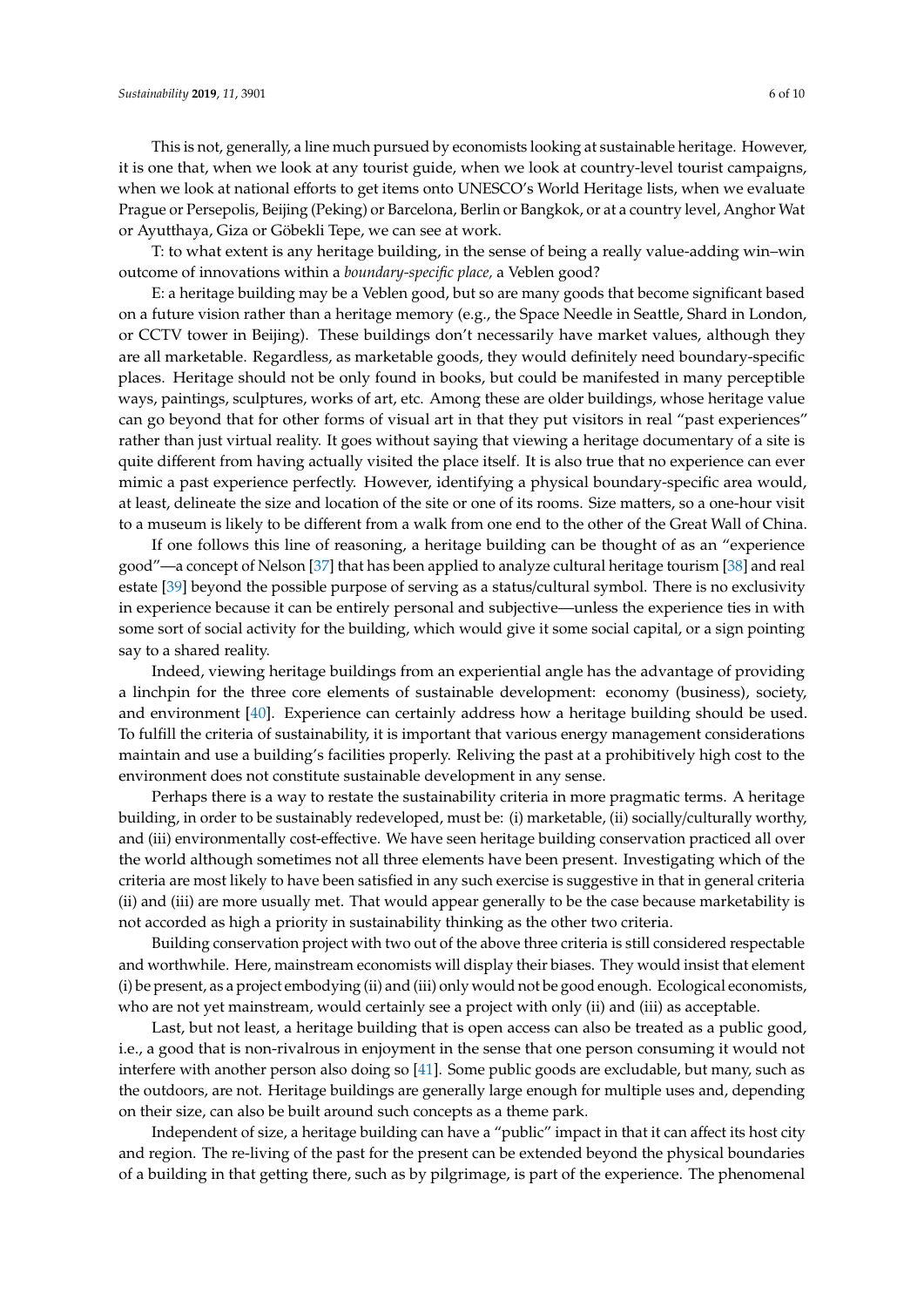This is not, generally, a line much pursued by economists looking at sustainable heritage. However, it is one that, when we look at any tourist guide, when we look at country-level tourist campaigns, when we look at national efforts to get items onto UNESCO's World Heritage lists, when we evaluate Prague or Persepolis, Beijing (Peking) or Barcelona, Berlin or Bangkok, or at a country level, Anghor Wat or Ayutthaya, Giza or Göbekli Tepe, we can see at work.

T: to what extent is any heritage building, in the sense of being a really value-adding win–win outcome of innovations within a *boundary-specific place,* a Veblen good?

E: a heritage building may be a Veblen good, but so are many goods that become significant based on a future vision rather than a heritage memory (e.g., the Space Needle in Seattle, Shard in London, or CCTV tower in Beijing). These buildings don't necessarily have market values, although they are all marketable. Regardless, as marketable goods, they would definitely need boundary-specific places. Heritage should not be only found in books, but could be manifested in many perceptible ways, paintings, sculptures, works of art, etc. Among these are older buildings, whose heritage value can go beyond that for other forms of visual art in that they put visitors in real "past experiences" rather than just virtual reality. It goes without saying that viewing a heritage documentary of a site is quite different from having actually visited the place itself. It is also true that no experience can ever mimic a past experience perfectly. However, identifying a physical boundary-specific area would, at least, delineate the size and location of the site or one of its rooms. Size matters, so a one-hour visit to a museum is likely to be different from a walk from one end to the other of the Great Wall of China.

If one follows this line of reasoning, a heritage building can be thought of as an "experience good"—a concept of Nelson [37] that has been applied to analyze cultural heritage tourism [38] and real estate [39] beyond the possible purpose of serving as a status/cultural symbol. There is no exclusivity in experience because it can be entirely personal and subjective—unless the experience ties in with some sort of social activity for the building, which would give it some social capital, or a sign pointing say to a shared reality.

Indeed, viewing heritage buildings from an experiential angle has the advantage of providing a linchpin for the three core elements of sustainable development: economy (business), society, and environment [40]. Experience can certainly address how a heritage building should be used. To fulfill the criteria of sustainability, it is important that various energy management considerations maintain and use a building's facilities properly. Reliving the past at a prohibitively high cost to the environment does not constitute sustainable development in any sense.

Perhaps there is a way to restate the sustainability criteria in more pragmatic terms. A heritage building, in order to be sustainably redeveloped, must be: (i) marketable, (ii) socially/culturally worthy, and (iii) environmentally cost-effective. We have seen heritage building conservation practiced all over the world although sometimes not all three elements have been present. Investigating which of the criteria are most likely to have been satisfied in any such exercise is suggestive in that in general criteria (ii) and (iii) are more usually met. That would appear generally to be the case because marketability is not accorded as high a priority in sustainability thinking as the other two criteria.

Building conservation project with two out of the above three criteria is still considered respectable and worthwhile. Here, mainstream economists will display their biases. They would insist that element (i) be present, as a project embodying (ii) and (iii) only would not be good enough. Ecological economists, who are not yet mainstream, would certainly see a project with only (ii) and (iii) as acceptable.

Last, but not least, a heritage building that is open access can also be treated as a public good, i.e., a good that is non-rivalrous in enjoyment in the sense that one person consuming it would not interfere with another person also doing so [41]. Some public goods are excludable, but many, such as the outdoors, are not. Heritage buildings are generally large enough for multiple uses and, depending on their size, can also be built around such concepts as a theme park.

Independent of size, a heritage building can have a "public" impact in that it can affect its host city and region. The re-living of the past for the present can be extended beyond the physical boundaries of a building in that getting there, such as by pilgrimage, is part of the experience. The phenomenal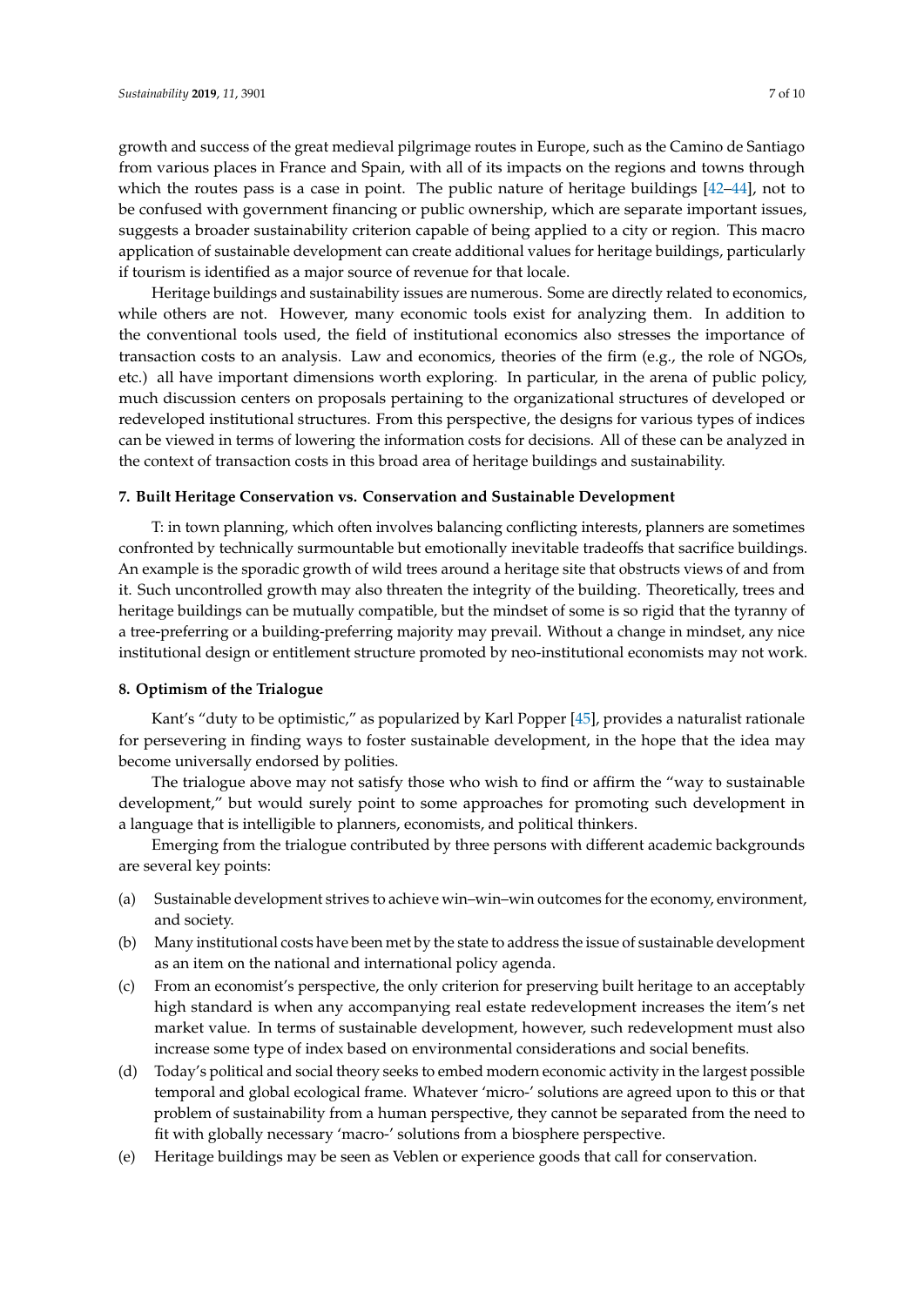growth and success of the great medieval pilgrimage routes in Europe, such as the Camino de Santiago from various places in France and Spain, with all of its impacts on the regions and towns through which the routes pass is a case in point. The public nature of heritage buildings [42–44], not to be confused with government financing or public ownership, which are separate important issues, suggests a broader sustainability criterion capable of being applied to a city or region. This macro application of sustainable development can create additional values for heritage buildings, particularly if tourism is identified as a major source of revenue for that locale.

Heritage buildings and sustainability issues are numerous. Some are directly related to economics, while others are not. However, many economic tools exist for analyzing them. In addition to the conventional tools used, the field of institutional economics also stresses the importance of transaction costs to an analysis. Law and economics, theories of the firm (e.g., the role of NGOs, etc.) all have important dimensions worth exploring. In particular, in the arena of public policy, much discussion centers on proposals pertaining to the organizational structures of developed or redeveloped institutional structures. From this perspective, the designs for various types of indices can be viewed in terms of lowering the information costs for decisions. All of these can be analyzed in the context of transaction costs in this broad area of heritage buildings and sustainability.

## 7. Built Heritage Conservation vs. Conservation and Sustainable Development

T: in town planning, which often involves balancing conflicting interests, planners are sometimes confronted by technically surmountable but emotionally inevitable tradeoffs that sacrifice buildings. An example is the sporadic growth of wild trees around a heritage site that obstructs views of and from it. Such uncontrolled growth may also threaten the integrity of the building. Theoretically, trees and heritage buildings can be mutually compatible, but the mindset of some is so rigid that the tyranny of a tree-preferring or a building-preferring majority may prevail. Without a change in mindset, any nice institutional design or entitlement structure promoted by neo-institutional economists may not work.

## 8. Optimism of the Trialogue

Kant's "duty to be optimistic," as popularized by Karl Popper [45], provides a naturalist rationale for persevering in finding ways to foster sustainable development, in the hope that the idea may become universally endorsed by polities.

The trialogue above may not satisfy those who wish to find or affirm the "way to sustainable development," but would surely point to some approaches for promoting such development in a language that is intelligible to planners, economists, and political thinkers.

Emerging from the trialogue contributed by three persons with different academic backgrounds are several key points:

(a) Sustainable development strives to achieve win–win–win outcomes for the economy, environment, and society.

(b) Many institutional costs have been met by the state to address the issue of sustainable development as an item on the national and international policy agenda.

(c) From an economist's perspective, the only criterion for preserving built heritage to an acceptably high standard is when any accompanying real estate redevelopment increases the item's net market value. In terms of sustainable development, however, such redevelopment must also increase some type of index based on environmental considerations and social benefits.

(d) Today's political and social theory seeks to embed modern economic activity in the largest possible temporal and global ecological frame. Whatever 'micro-' solutions are agreed upon to this or that problem of sustainability from a human perspective, they cannot be separated from the need to fit with globally necessary 'macro-' solutions from a biosphere perspective.

(e) Heritage buildings may be seen as Veblen or experience goods that call for conservation.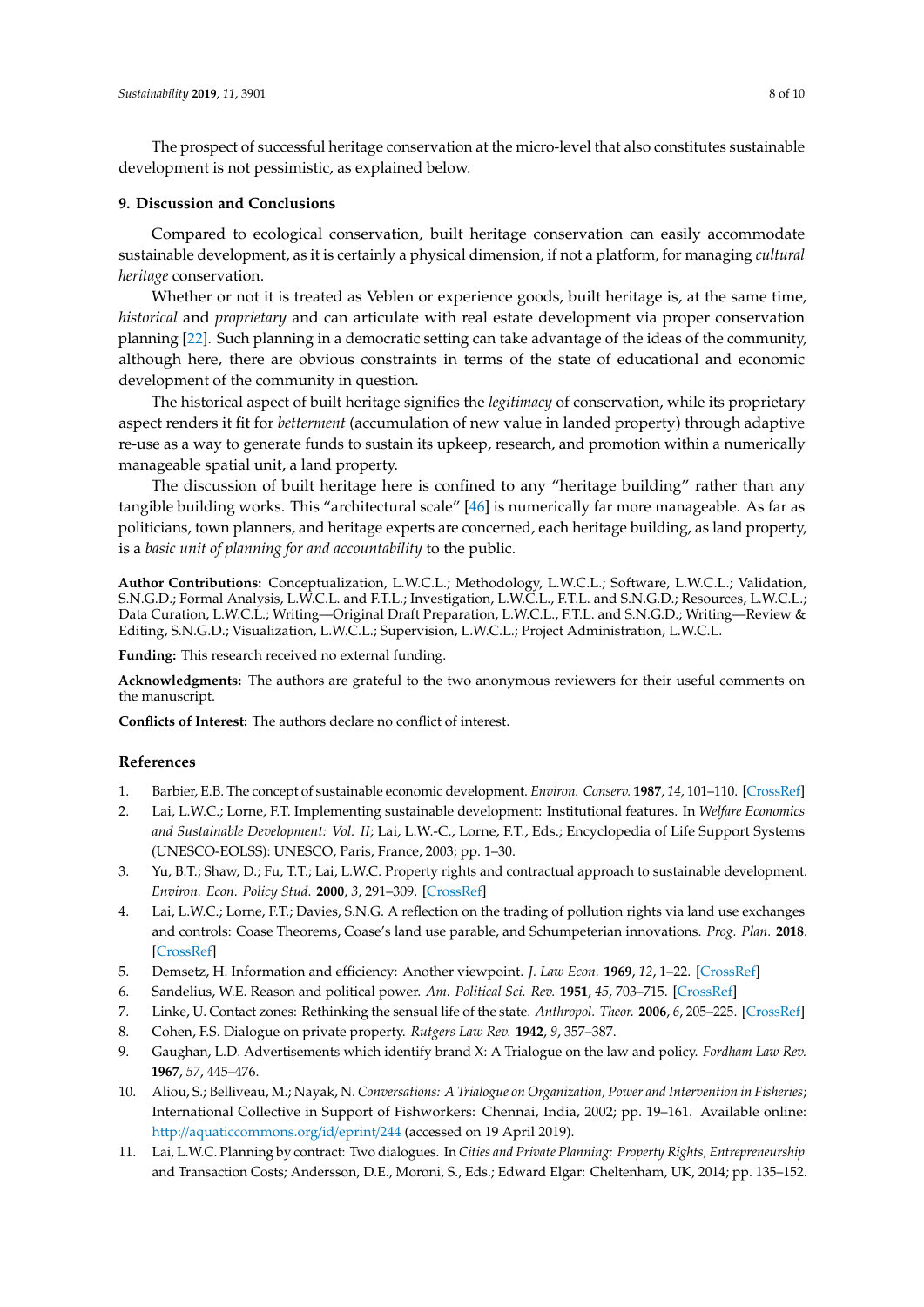The prospect of successful heritage conservation at the micro-level that also constitutes sustainable development is not pessimistic, as explained below.

## 9. Discussion and Conclusions

Compared to ecological conservation, built heritage conservation can easily accommodate sustainable development, as it is certainly a physical dimension, if not a platform, for managing *cultural heritage* conservation.

Whether or not it is treated as Veblen or experience goods, built heritage is, at the same time, *historical* and *proprietary* and can articulate with real estate development via proper conservation planning [22]. Such planning in a democratic setting can take advantage of the ideas of the community, although here, there are obvious constraints in terms of the state of educational and economic development of the community in question.

The historical aspect of built heritage signifies the *legitimacy* of conservation, while its proprietary aspect renders it fit for *betterment* (accumulation of new value in landed property) through adaptive re-use as a way to generate funds to sustain its upkeep, research, and promotion within a numerically manageable spatial unit, a land property.

The discussion of built heritage here is confined to any "heritage building" rather than any tangible building works. This "architectural scale" [46] is numerically far more manageable. As far as politicians, town planners, and heritage experts are concerned, each heritage building, as land property, is a *basic unit of planning for and accountability* to the public.

**Author Contributions:** Conceptualization, L.W.C.L.; Methodology, L.W.C.L.; Software, L.W.C.L.; Validation, S.N.G.D.; Formal Analysis, L.W.C.L. and F.T.L.; Investigation, L.W.C.L., F.T.L. and S.N.G.D.; Resources, L.W.C.L.; Data Curation, L.W.C.L.; Writing—Original Draft Preparation, L.W.C.L., F.T.L. and S.N.G.D.; Writing—Review & Editing, S.N.G.D.; Visualization, L.W.C.L.; Supervision, L.W.C.L.; Project Administration, L.W.C.L.

**Funding:** This research received no external funding.

**Acknowledgments:** The authors are grateful to the two anonymous reviewers for their useful comments on the manuscript.

**Conflicts of Interest:** The authors declare no conflict of interest.

## References

1. Barbier, E.B. The concept of sustainable economic development. *Environ. Conserv.* **1987**, *14*, 101–110. [CrossRef]
2. Lai, L.W.C.; Lorne, F.T. Implementing sustainable development: Institutional features. In *Welfare Economics and Sustainable Development: Vol. II*; Lai, L.W.-C., Lorne, F.T., Eds.; Encyclopedia of Life Support Systems (UNESCO-EOLSS): UNESCO, Paris, France, 2003; pp. 1–30.
3. Yu, B.T.; Shaw, D.; Fu, T.T.; Lai, L.W.C. Property rights and contractual approach to sustainable development. *Environ. Econ. Policy Stud.* **2000**, *3*, 291–309. [CrossRef]
4. Lai, L.W.C.; Lorne, F.T.; Davies, S.N.G. A reflection on the trading of pollution rights via land use exchanges and controls: Coase Theorems, Coase's land use parable, and Schumpeterian innovations. *Prog. Plan.* **2018**. [CrossRef]
5. Demsetz, H. Information and efficiency: Another viewpoint. *J. Law Econ.* **1969**, *12*, 1–22. [CrossRef]
6. Sandelius, W.E. Reason and political power. *Am. Political Sci. Rev.* **1951**, *45*, 703–715. [CrossRef]
7. Linke, U. Contact zones: Rethinking the sensual life of the state. *Anthropol. Theor.* **2006**, *6*, 205–225. [CrossRef]
8. Cohen, F.S. Dialogue on private property. *Rutgers Law Rev.* **1942**, *9*, 357–387.
9. Gaughan, L.D. Advertisements which identify brand X: A Trialogue on the law and policy. *Fordham Law Rev.* **1967**, *57*, 445–476.
10. Aliou, S.; Belliveau, M.; Nayak, N. *Conversations: A Trialogue on Organization, Power and Intervention in Fisheries*; International Collective in Support of Fishworkers: Chennai, India, 2002; pp. 19–161. Available online: http://aquaticcommons.org/id/eprint/244 (accessed on 19 April 2019).
11. Lai, L.W.C. Planning by contract: Two dialogues. In *Cities and Private Planning: Property Rights, Entrepreneurship and Transaction Costs*; Andersson, D.E., Moroni, S., Eds.; Edward Elgar: Cheltenham, UK, 2014; pp. 135–152.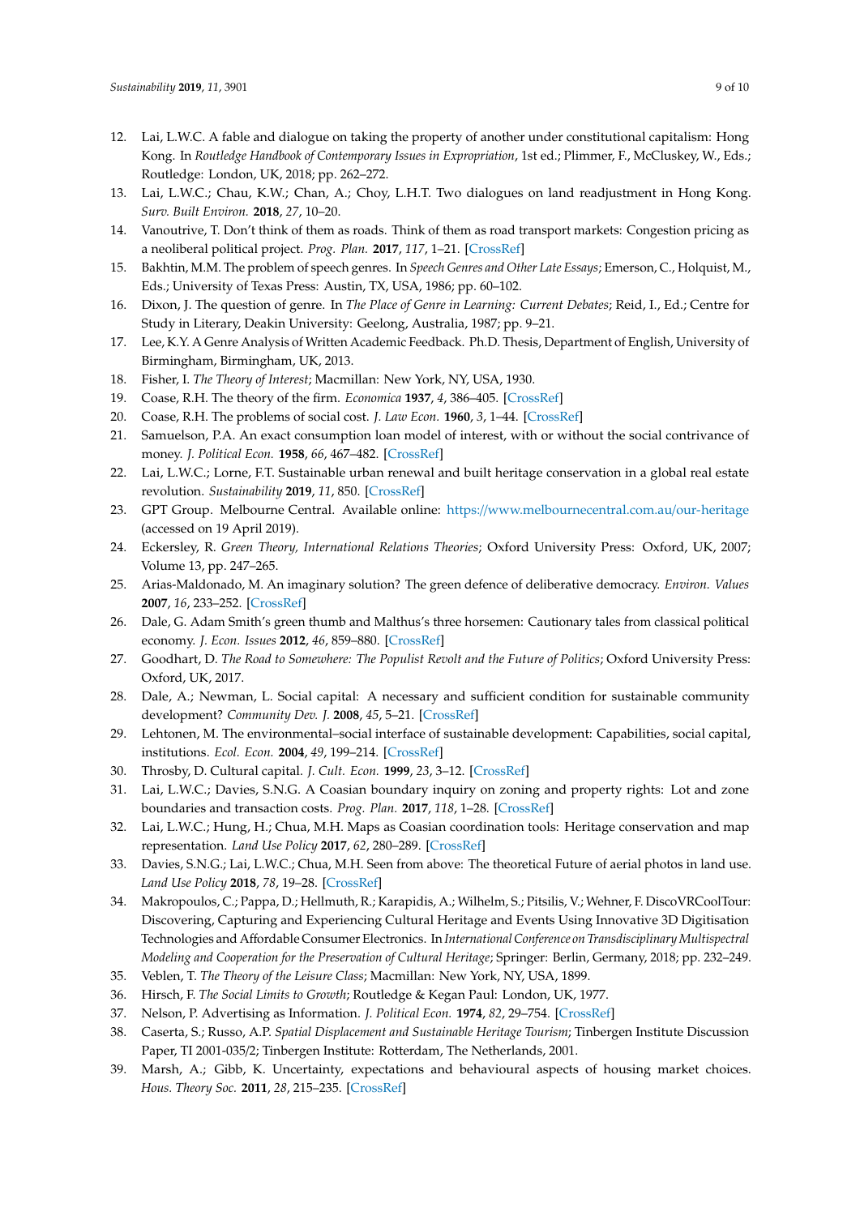12. Lai, L.W.C. A fable and dialogue on taking the property of another under constitutional capitalism: Hong Kong. In *Routledge Handbook of Contemporary Issues in Expropriation*, 1st ed.; Plimmer, F., McCluskey, W., Eds.; Routledge: London, UK, 2018; pp. 262–272.
13. Lai, L.W.C.; Chau, K.W.; Chan, A.; Choy, L.H.T. Two dialogues on land readjustment in Hong Kong. *Surv. Built Environ.* **2018**, *27*, 10–20.
14. Vanoutrive, T. Don't think of them as roads. Think of them as road transport markets: Congestion pricing as a neoliberal political project. *Prog. Plan.* **2017**, *117*, 1–21. [CrossRef]
15. Bakhtin, M.M. The problem of speech genres. In *Speech Genres and Other Late Essays*; Emerson, C., Holquist, M., Eds.; University of Texas Press: Austin, TX, USA, 1986; pp. 60–102.
16. Dixon, J. The question of genre. In *The Place of Genre in Learning: Current Debates*; Reid, I., Ed.; Centre for Study in Literary, Deakin University: Geelong, Australia, 1987; pp. 9–21.
17. Lee, K.Y. A Genre Analysis of Written Academic Feedback. Ph.D. Thesis, Department of English, University of Birmingham, Birmingham, UK, 2013.
18. Fisher, I. *The Theory of Interest*; Macmillan: New York, NY, USA, 1930.
19. Coase, R.H. The theory of the firm. *Economica* **1937**, *4*, 386–405. [CrossRef]
20. Coase, R.H. The problems of social cost. *J. Law Econ.* **1960**, *3*, 1–44. [CrossRef]
21. Samuelson, P.A. An exact consumption loan model of interest, with or without the social contrivance of money. *J. Political Econ.* **1958**, *66*, 467–482. [CrossRef]
22. Lai, L.W.C.; Lorne, F.T. Sustainable urban renewal and built heritage conservation in a global real estate revolution. *Sustainability* **2019**, *11*, 850. [CrossRef]
23. GPT Group. Melbourne Central. Available online: https://www.melbournecentral.com.au/our-heritage (accessed on 19 April 2019).
24. Eckersley, R. *Green Theory, International Relations Theories*; Oxford University Press: Oxford, UK, 2007; Volume 13, pp. 247–265.
25. Arias-Maldonado, M. An imaginary solution? The green defence of deliberative democracy. *Environ. Values* **2007**, *16*, 233–252. [CrossRef]
26. Dale, G. Adam Smith's green thumb and Malthus's three horsemen: Cautionary tales from classical political economy. *J. Econ. Issues* **2012**, *46*, 859–880. [CrossRef]
27. Goodhart, D. *The Road to Somewhere: The Populist Revolt and the Future of Politics*; Oxford University Press: Oxford, UK, 2017.
28. Dale, A.; Newman, L. Social capital: A necessary and sufficient condition for sustainable community development? *Community Dev. J.* **2008**, *45*, 5–21. [CrossRef]
29. Lehtonen, M. The environmental–social interface of sustainable development: Capabilities, social capital, institutions. *Ecol. Econ.* **2004**, *49*, 199–214. [CrossRef]
30. Throsby, D. Cultural capital. *J. Cult. Econ.* **1999**, *23*, 3–12. [CrossRef]
31. Lai, L.W.C.; Davies, S.N.G. A Coasian boundary inquiry on zoning and property rights: Lot and zone boundaries and transaction costs. *Prog. Plan.* **2017**, *118*, 1–28. [CrossRef]
32. Lai, L.W.C.; Hung, H.; Chua, M.H. Maps as Coasian coordination tools: Heritage conservation and map representation. *Land Use Policy* **2017**, *62*, 280–289. [CrossRef]
33. Davies, S.N.G.; Lai, L.W.C.; Chua, M.H. Seen from above: The theoretical Future of aerial photos in land use. *Land Use Policy* **2018**, *78*, 19–28. [CrossRef]
34. Makropoulos, C.; Pappa, D.; Hellmuth, R.; Karapidis, A.; Wilhelm, S.; Pitsilis, V.; Wehner, F. DiscoVRCoolTour: Discovering, Capturing and Experiencing Cultural Heritage and Events Using Innovative 3D Digitisation Technologies and Affordable Consumer Electronics. In *International Conference on Transdisciplinary Multispectral Modeling and Cooperation for the Preservation of Cultural Heritage*; Springer: Berlin, Germany, 2018; pp. 232–249.
35. Veblen, T. *The Theory of the Leisure Class*; Macmillan: New York, NY, USA, 1899.
36. Hirsch, F. *The Social Limits to Growth*; Routledge & Kegan Paul: London, UK, 1977.
37. Nelson, P. Advertising as Information. *J. Political Econ.* **1974**, *82*, 29–754. [CrossRef]
38. Caserta, S.; Russo, A.P. *Spatial Displacement and Sustainable Heritage Tourism*; Tinbergen Institute Discussion Paper, TI 2001-035/2; Tinbergen Institute: Rotterdam, The Netherlands, 2001.
39. Marsh, A.; Gibb, K. Uncertainty, expectations and behavioural aspects of housing market choices. *Hous. Theory Soc.* **2011**, *28*, 215–235. [CrossRef]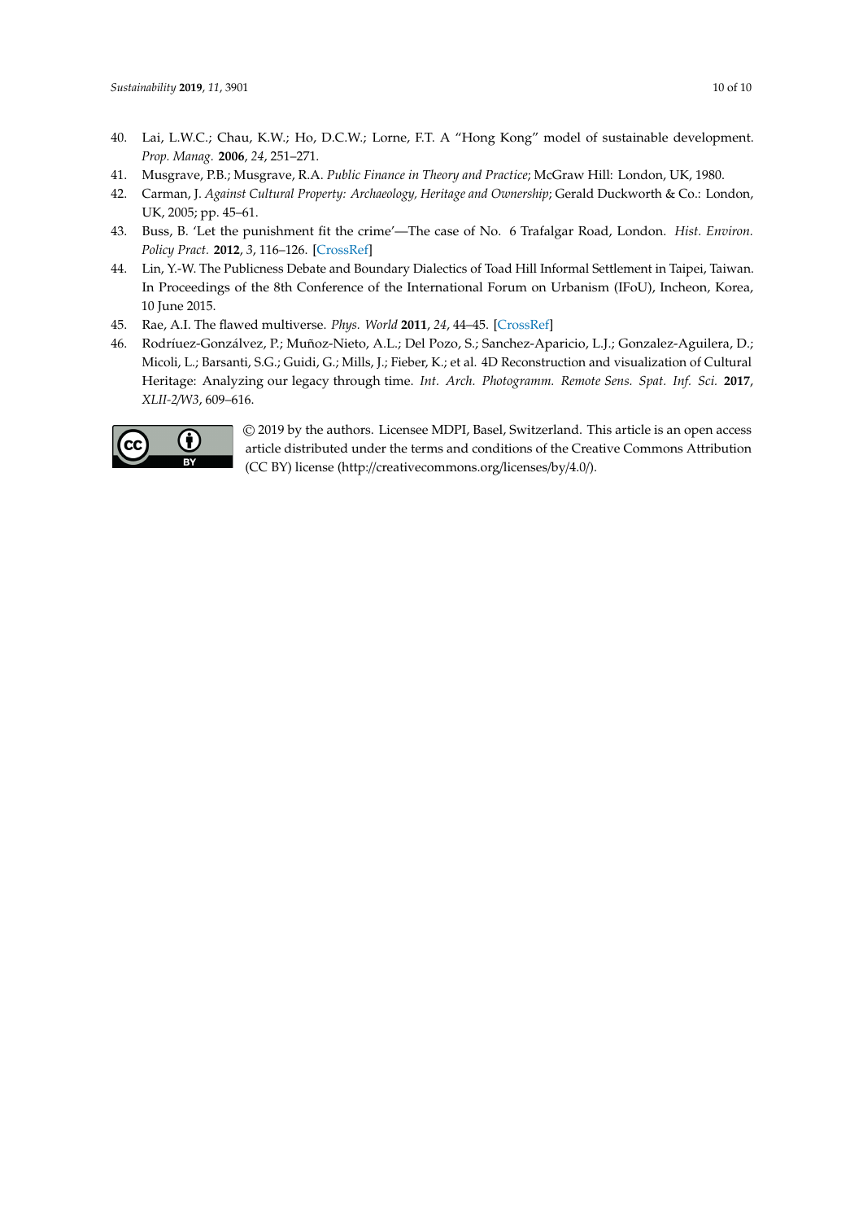40. Lai, L.W.C.; Chau, K.W.; Ho, D.C.W.; Lorne, F.T. A "Hong Kong" model of sustainable development. *Prop. Manag.* **2006**, *24*, 251–271.
41. Musgrave, P.B.; Musgrave, R.A. *Public Finance in Theory and Practice*; McGraw Hill: London, UK, 1980.
42. Carman, J. *Against Cultural Property: Archaeology, Heritage and Ownership*; Gerald Duckworth & Co.: London, UK, 2005; pp. 45–61.
43. Buss, B. 'Let the punishment fit the crime'—The case of No. 6 Trafalgar Road, London. *Hist. Environ. Policy Pract.* **2012**, *3*, 116–126. [CrossRef]
44. Lin, Y.-W. The Publicness Debate and Boundary Dialectics of Toad Hill Informal Settlement in Taipei, Taiwan. In Proceedings of the 8th Conference of the International Forum on Urbanism (IFoU), Incheon, Korea, 10 June 2015.
45. Rae, A.I. The flawed multiverse. *Phys. World* **2011**, *24*, 44–45. [CrossRef]
46. Rodríuez-Gonzálvez, P.; Muñoz-Nieto, A.L.; Del Pozo, S.; Sanchez-Aparicio, L.J.; Gonzalez-Aguilera, D.; Micoli, L.; Barsanti, S.G.; Guidi, G.; Mills, J.; Fieber, K.; et al. 4D Reconstruction and visualization of Cultural Heritage: Analyzing our legacy through time. *Int. Arch. Photogramm. Remote Sens. Spat. Inf. Sci.* **2017**, *XLII-2/W3*, 609–616.

© 2019 by the authors. Licensee MDPI, Basel, Switzerland. This article is an open access article distributed under the terms and conditions of the Creative Commons Attribution (CC BY) license (http://creativecommons.org/licenses/by/4.0/).